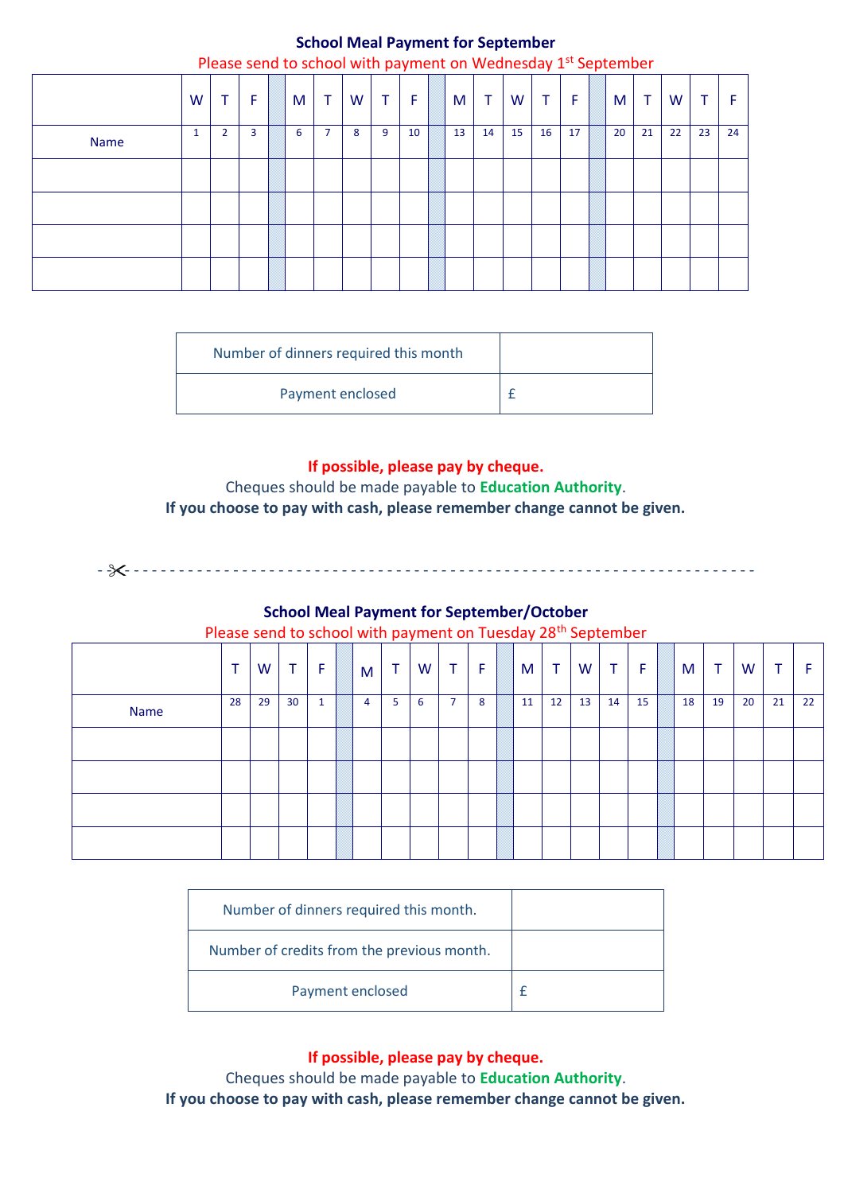### School Meal Payment for September

Please send to school with payment on Wednesday 1st September

| | W | T | F | | M | T | W | T | F | | M | T | W | T | F | | M | T | W | T | F |
|---|---|---|---|---|---|---|---|---|---|---|---|---|---|---|---|---|---|---|---|---|---|
| Name | 1 | 2 | 3 | | 6 | 7 | 8 | 9 | 10 | | 13 | 14 | 15 | 16 | 17 | | 20 | 21 | 22 | 23 | 24 |
| | | | | | | | | | | | | | | | | | | | | | |
| | | | | | | | | | | | | | | | | | | | | | |
| | | | | | | | | | | | | | | | | | | | | | |
| | | | | | | | | | | | | | | | | | | | | | |

| | |
|---|---|
| Number of dinners required this month | |
| Payment enclosed | £ |

**If possible, please pay by cheque.**

Cheques should be made payable to **Education Authority**.

**If you choose to pay with cash, please remember change cannot be given.**

- ✂ - - - - - - - - - - - - - - - - - - - - - - - - - - - - - - - - - - - - - - - - - - - - - - - - - - -

### School Meal Payment for September/October

Please send to school with payment on Tuesday 28th September

| | T | W | T | F | | M | T | W | T | F | | M | T | W | T | F | | M | T | W | T | F |
|---|---|---|---|---|---|---|---|---|---|---|---|---|---|---|---|---|---|---|---|---|---|---|
| Name | 28 | 29 | 30 | 1 | | 4 | 5 | 6 | 7 | 8 | | 11 | 12 | 13 | 14 | 15 | | 18 | 19 | 20 | 21 | 22 |
| | | | | | | | | | | | | | | | | | | | | | | |
| | | | | | | | | | | | | | | | | | | | | | | |
| | | | | | | | | | | | | | | | | | | | | | | |
| | | | | | | | | | | | | | | | | | | | | | | |

| | |
|---|---|
| Number of dinners required this month. | |
| Number of credits from the previous month. | |
| Payment enclosed | £ |

**If possible, please pay by cheque.**

Cheques should be made payable to **Education Authority**.

**If you choose to pay with cash, please remember change cannot be given.**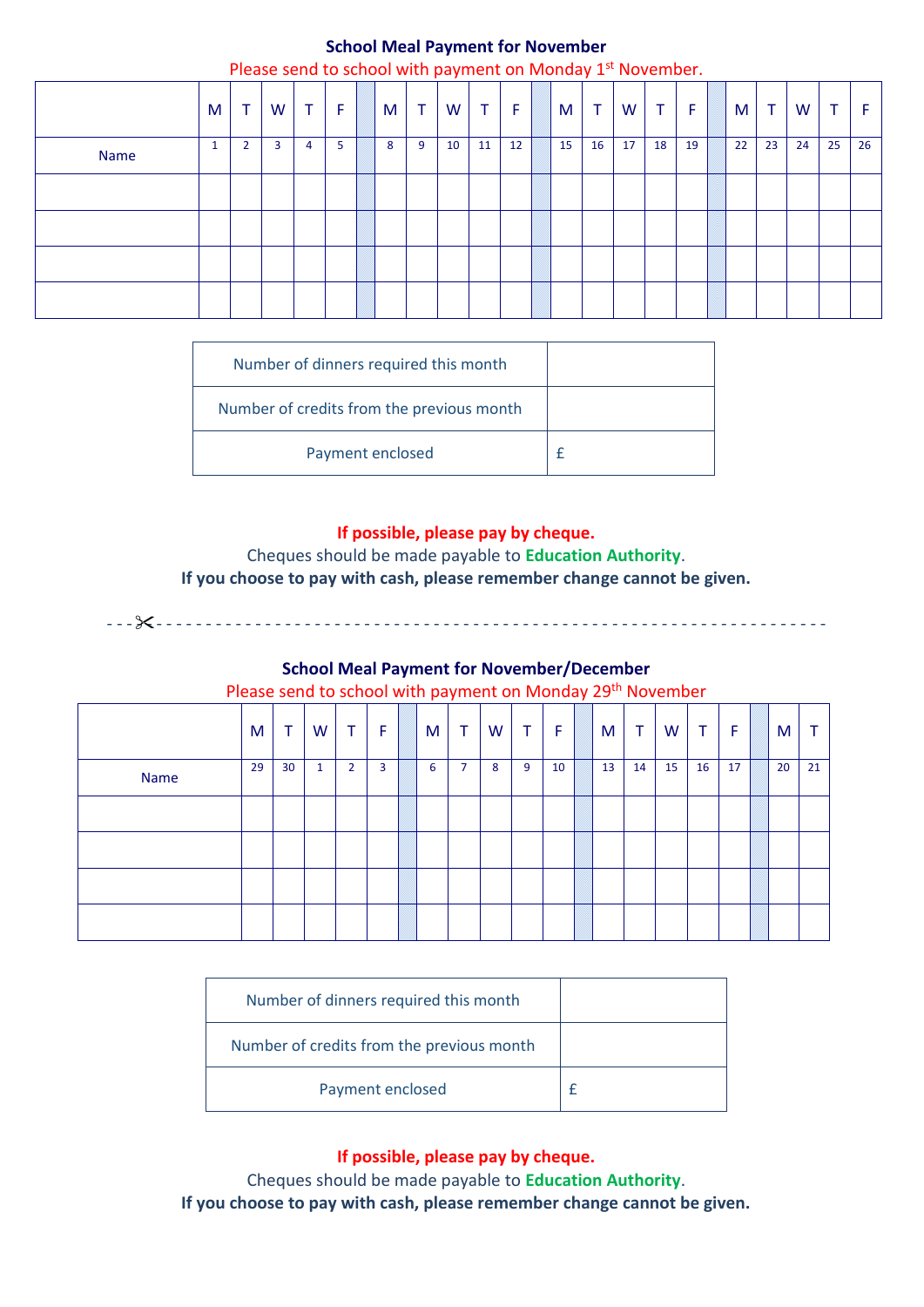**School Meal Payment for November**

Please send to school with payment on Monday 1st November.

| | M | T | W | T | F | | M | T | W | T | F | | M | T | W | T | F | | M | T | W | T | F |
|---|---|---|---|---|---|---|---|---|---|---|---|---|---|---|---|---|---|---|---|---|---|---|---|
| Name | 1 | 2 | 3 | 4 | 5 | | 8 | 9 | 10 | 11 | 12 | | 15 | 16 | 17 | 18 | 19 | | 22 | 23 | 24 | 25 | 26 |
| | | | | | | | | | | | | | | | | | | | | | | | |
| | | | | | | | | | | | | | | | | | | | | | | | |
| | | | | | | | | | | | | | | | | | | | | | | | |
| | | | | | | | | | | | | | | | | | | | | | | | |

| | |
|---|---|
| Number of dinners required this month | |
| Number of credits from the previous month | |
| Payment enclosed | £ |

**If possible, please pay by cheque.**

Cheques should be made payable to **Education Authority**.

**If you choose to pay with cash, please remember change cannot be given.**

- - -✂- - - - - - - - - - - - - - - - - - - - - - - - - - - - - - - - - - - - - - - - - - - - - - - - - - - - - - - -

**School Meal Payment for November/December**

Please send to school with payment on Monday 29th November

| | M | T | W | T | F | | M | T | W | T | F | | M | T | W | T | F | | M | T |
|---|---|---|---|---|---|---|---|---|---|---|---|---|---|---|---|---|---|---|---|---|
| Name | 29 | 30 | 1 | 2 | 3 | | 6 | 7 | 8 | 9 | 10 | | 13 | 14 | 15 | 16 | 17 | | 20 | 21 |
| | | | | | | | | | | | | | | | | | | | | |
| | | | | | | | | | | | | | | | | | | | | |
| | | | | | | | | | | | | | | | | | | | | |
| | | | | | | | | | | | | | | | | | | | | |

| | |
|---|---|
| Number of dinners required this month | |
| Number of credits from the previous month | |
| Payment enclosed | £ |

**If possible, please pay by cheque.**

Cheques should be made payable to **Education Authority**.

**If you choose to pay with cash, please remember change cannot be given.**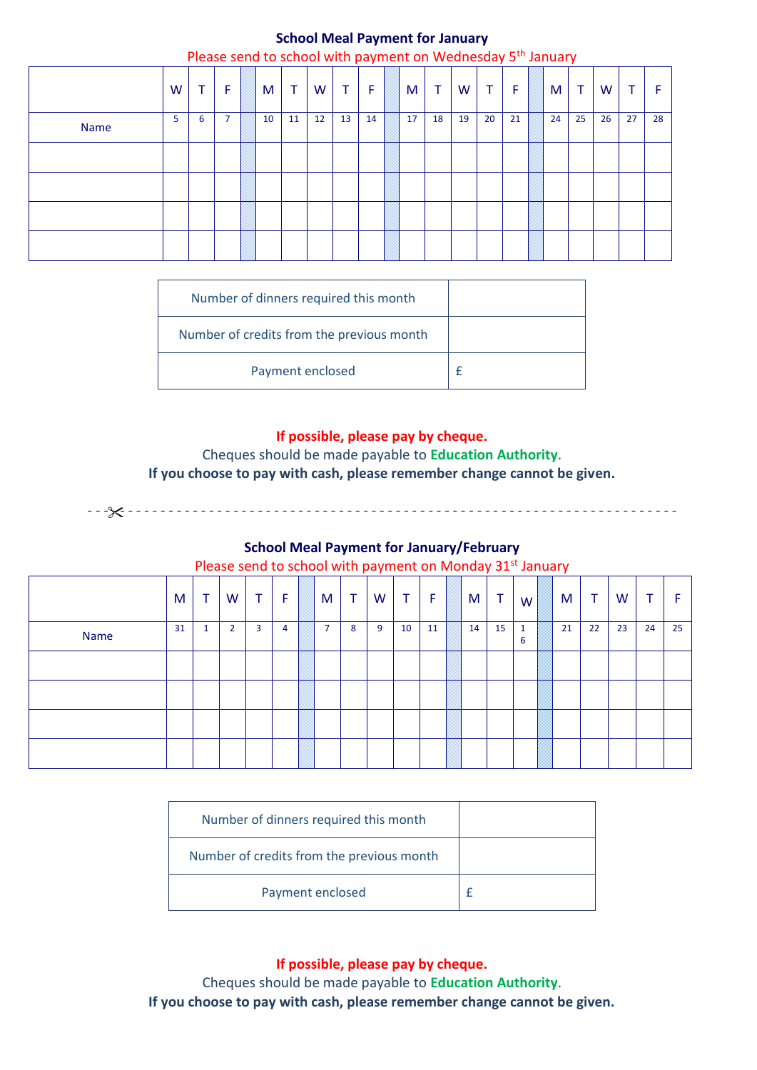**School Meal Payment for January**

Please send to school with payment on Wednesday 5th January

| | W | T | F | | M | T | W | T | F | | M | T | W | T | F | | M | T | W | T | F |
|---|---|---|---|---|---|---|---|---|---|---|---|---|---|---|---|---|---|---|---|---|---|
| Name | 5 | 6 | 7 | | 10 | 11 | 12 | 13 | 14 | | 17 | 18 | 19 | 20 | 21 | | 24 | 25 | 26 | 27 | 28 |
| | | | | | | | | | | | | | | | | | | | | | |
| | | | | | | | | | | | | | | | | | | | | | |
| | | | | | | | | | | | | | | | | | | | | | |
| | | | | | | | | | | | | | | | | | | | | | |

| | |
|---|---|
| Number of dinners required this month | |
| Number of credits from the previous month | |
| Payment enclosed | £ |

**If possible, please pay by cheque.**

Cheques should be made payable to **Education Authority**.

**If you choose to pay with cash, please remember change cannot be given.**

---

**School Meal Payment for January/February**

Please send to school with payment on Monday 31st January

| | M | T | W | T | F | | M | T | W | T | F | | M | T | W | | M | T | W | T | F |
|---|---|---|---|---|---|---|---|---|---|---|---|---|---|---|---|---|---|---|---|---|---|
| Name | 31 | 1 | 2 | 3 | 4 | | 7 | 8 | 9 | 10 | 11 | | 14 | 15 | 16 | | 21 | 22 | 23 | 24 | 25 |
| | | | | | | | | | | | | | | | | | | | | | |
| | | | | | | | | | | | | | | | | | | | | | |
| | | | | | | | | | | | | | | | | | | | | | |
| | | | | | | | | | | | | | | | | | | | | | |

| | |
|---|---|
| Number of dinners required this month | |
| Number of credits from the previous month | |
| Payment enclosed | £ |

**If possible, please pay by cheque.**

Cheques should be made payable to **Education Authority**.

**If you choose to pay with cash, please remember change cannot be given.**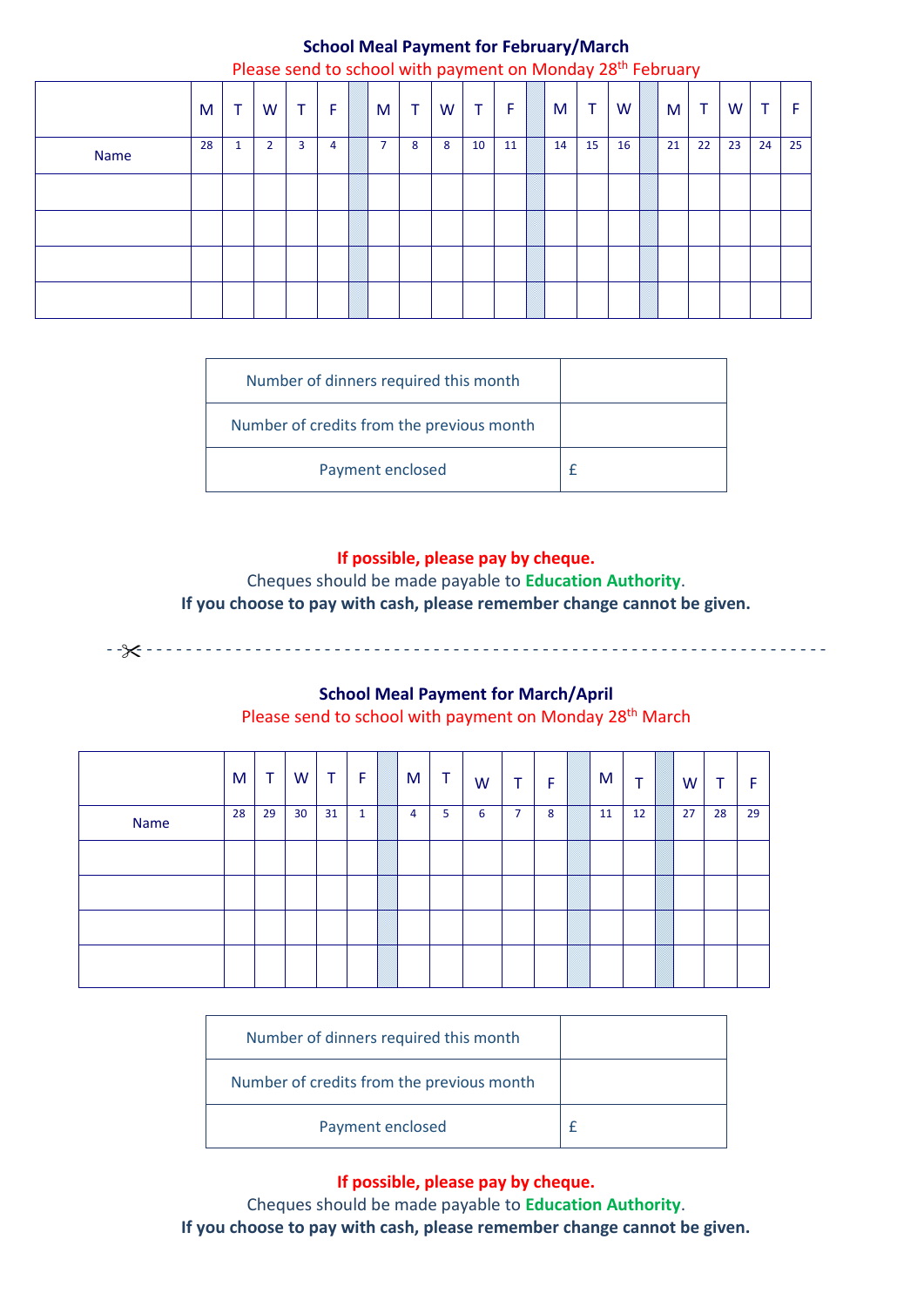**School Meal Payment for February/March**

Please send to school with payment on Monday 28th February

| | M | T | W | T | F | | M | T | W | T | F | | M | T | W | | M | T | W | T | F |
|---|---|---|---|---|---|---|---|---|---|---|---|---|---|---|---|---|---|---|---|---|---|
| Name | 28 | 1 | 2 | 3 | 4 | | 7 | 8 | 8 | 10 | 11 | | 14 | 15 | 16 | | 21 | 22 | 23 | 24 | 25 |
| | | | | | | | | | | | | | | | | | | | | | |
| | | | | | | | | | | | | | | | | | | | | | |
| | | | | | | | | | | | | | | | | | | | | | |
| | | | | | | | | | | | | | | | | | | | | | |

| | |
|---|---|
| Number of dinners required this month | |
| Number of credits from the previous month | |
| Payment enclosed | £ |

**If possible, please pay by cheque.**

Cheques should be made payable to **Education Authority**.

**If you choose to pay with cash, please remember change cannot be given.**

- - ✂ - - - - - - - - - - - - - - - - - - - - - - - - - - - - - - - - - - - - - - - - - - - - - - - - - - - -

**School Meal Payment for March/April**

Please send to school with payment on Monday 28th March

| | M | T | W | T | F | | M | T | W | T | F | | M | T | | W | T | F |
|---|---|---|---|---|---|---|---|---|---|---|---|---|---|---|---|---|---|---|
| Name | 28 | 29 | 30 | 31 | 1 | | 4 | 5 | 6 | 7 | 8 | | 11 | 12 | | 27 | 28 | 29 |
| | | | | | | | | | | | | | | | | | | |
| | | | | | | | | | | | | | | | | | | |
| | | | | | | | | | | | | | | | | | | |
| | | | | | | | | | | | | | | | | | | |

| | |
|---|---|
| Number of dinners required this month | |
| Number of credits from the previous month | |
| Payment enclosed | £ |

**If possible, please pay by cheque.**

Cheques should be made payable to **Education Authority**.

**If you choose to pay with cash, please remember change cannot be given.**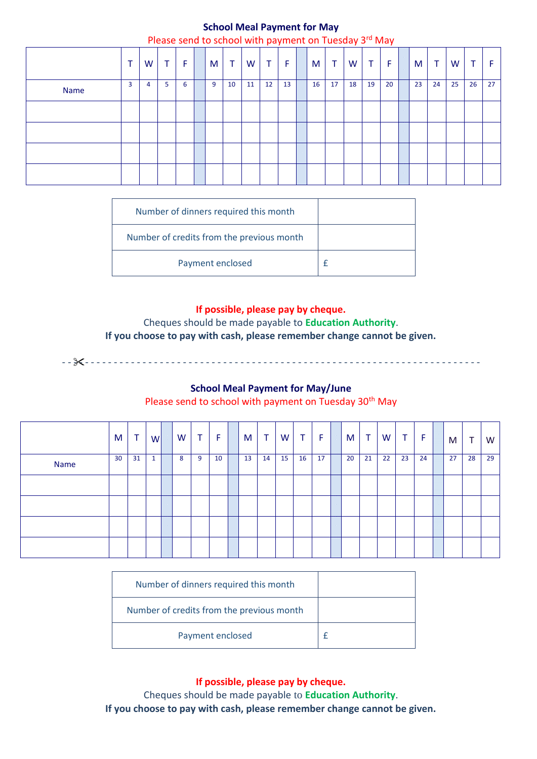## School Meal Payment for May

Please send to school with payment on Tuesday 3rd May

| | T | W | T | F | | M | T | W | T | F | | M | T | W | T | F | | M | T | W | T | F |
|---|---|---|---|---|---|---|---|---|---|---|---|---|---|---|---|---|---|---|---|---|---|---|
| Name | 3 | 4 | 5 | 6 | | 9 | 10 | 11 | 12 | 13 | | 16 | 17 | 18 | 19 | 20 | | 23 | 24 | 25 | 26 | 27 |
| | | | | | | | | | | | | | | | | | | | | | | |
| | | | | | | | | | | | | | | | | | | | | | | |
| | | | | | | | | | | | | | | | | | | | | | | |
| | | | | | | | | | | | | | | | | | | | | | | |

| | |
|---|---|
| Number of dinners required this month | |
| Number of credits from the previous month | |
| Payment enclosed | £ |

**If possible, please pay by cheque.**

Cheques should be made payable to **Education Authority**.

**If you choose to pay with cash, please remember change cannot be given.**

- - ✂- - - - - - - - - - - - - - - - - - - - - - - - - - - - - - - - - - - - - - - - - - - - - - - - - - - - - - - - - - - - - - - -

## School Meal Payment for May/June

Please send to school with payment on Tuesday 30th May

| | M | T | W | | W | T | F | | M | T | W | T | F | | M | T | W | T | F | | M | T | W |
|---|---|---|---|---|---|---|---|---|---|---|---|---|---|---|---|---|---|---|---|---|---|---|---|
| Name | 30 | 31 | 1 | | 8 | 9 | 10 | | 13 | 14 | 15 | 16 | 17 | | 20 | 21 | 22 | 23 | 24 | | 27 | 28 | 29 |
| | | | | | | | | | | | | | | | | | | | | | | | |
| | | | | | | | | | | | | | | | | | | | | | | | |
| | | | | | | | | | | | | | | | | | | | | | | | |
| | | | | | | | | | | | | | | | | | | | | | | | |

| | |
|---|---|
| Number of dinners required this month | |
| Number of credits from the previous month | |
| Payment enclosed | £ |

**If possible, please pay by cheque.**

Cheques should be made payable to **Education Authority**.

**If you choose to pay with cash, please remember change cannot be given.**